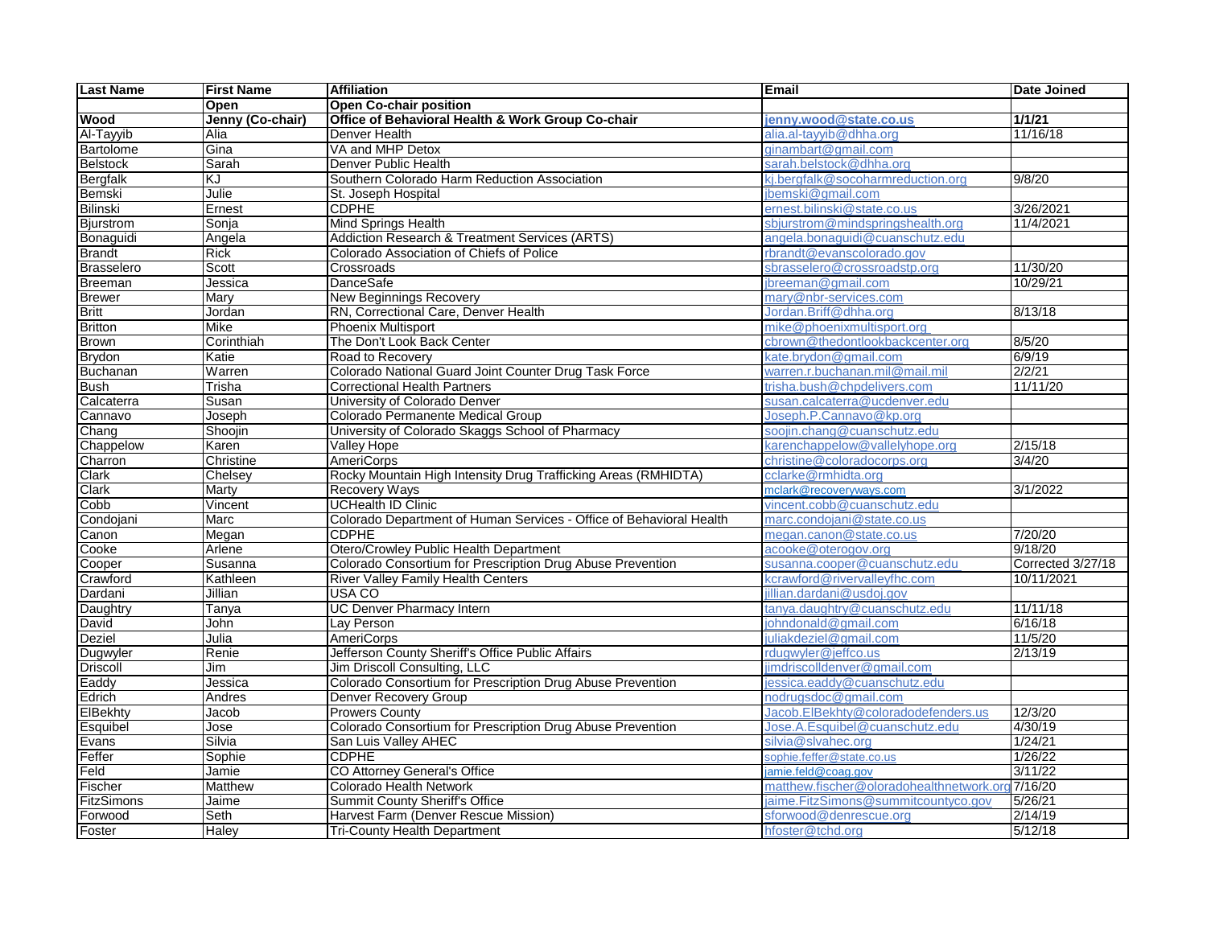| Last Name | First Name | Affiliation | Email | Date Joined |
|---|---|---|---|---|
| | **Open** | **Open Co-chair position** | | |
| **Wood** | **Jenny (Co-chair)** | **Office of Behavioral Health & Work Group Co-chair** | **jenny.wood@state.co.us** | **1/1/21** |
| Al-Tayyib | Alia | Denver Health | alia.al-tayyib@dhha.org | 11/16/18 |
| Bartolome | Gina | VA and MHP Detox | ginambart@gmail.com | |
| Belstock | Sarah | Denver Public Health | sarah.belstock@dhha.org | |
| Bergfalk | KJ | Southern Colorado Harm Reduction Association | kj.bergfalk@socoharmreduction.org | 9/8/20 |
| Bemski | Julie | St. Joseph Hospital | jbemski@gmail.com | |
| Bilinski | Ernest | CDPHE | ernest.bilinski@state.co.us | 3/26/2021 |
| Bjurstrom | Sonja | Mind Springs Health | sbjurstrom@mindspringshealth.org | 11/4/2021 |
| Bonaguidi | Angela | Addiction Research & Treatment Services (ARTS) | angela.bonaguidi@cuanschutz.edu | |
| Brandt | Rick | Colorado Association of Chiefs of Police | rbrandt@evanscolorado.gov | |
| Brasselero | Scott | Crossroads | sbrasselero@crossroadstp.org | 11/30/20 |
| Breeman | Jessica | DanceSafe | jbreeman@gmail.com | 10/29/21 |
| Brewer | Mary | New Beginnings Recovery | mary@nbr-services.com | |
| Britt | Jordan | RN, Correctional Care, Denver Health | Jordan.Briff@dhha.org | 8/13/18 |
| Britton | Mike | Phoenix Multisport | mike@phoenixmultisport.org | |
| Brown | Corinthiah | The Don't Look Back Center | cbrown@thedontlookbackcenter.org | 8/5/20 |
| Brydon | Katie | Road to Recovery | kate.brydon@gmail.com | 6/9/19 |
| Buchanan | Warren | Colorado National Guard Joint Counter Drug Task Force | warren.r.buchanan.mil@mail.mil | 2/2/21 |
| Bush | Trisha | Correctional Health Partners | trisha.bush@chpdelivers.com | 11/11/20 |
| Calcaterra | Susan | University of Colorado Denver | susan.calcaterra@ucdenver.edu | |
| Cannavo | Joseph | Colorado Permanente Medical Group | Joseph.P.Cannavo@kp.org | |
| Chang | Shoojin | University of Colorado Skaggs School of Pharmacy | soojin.chang@cuanschutz.edu | |
| Chappelow | Karen | Valley Hope | karenchappelow@vallelyhope.org | 2/15/18 |
| Charron | Christine | AmeriCorps | christine@coloradocorps.org | 3/4/20 |
| Clark | Chelsey | Rocky Mountain High Intensity Drug Trafficking Areas (RMHIDTA) | cclarke@rmhidta.org | |
| Clark | Marty | Recovery Ways | mclark@recoveryways.com | 3/1/2022 |
| Cobb | Vincent | UCHealth ID Clinic | vincent.cobb@cuanschutz.edu | |
| Condojani | Marc | Colorado Department of Human Services - Office of Behavioral Health | marc.condojani@state.co.us | |
| Canon | Megan | CDPHE | megan.canon@state.co.us | 7/20/20 |
| Cooke | Arlene | Otero/Crowley Public Health Department | acooke@oterogov.org | 9/18/20 |
| Cooper | Susanna | Colorado Consortium for Prescription Drug Abuse Prevention | susanna.cooper@cuanschutz.edu | Corrected 3/27/18 |
| Crawford | Kathleen | River Valley Family Health Centers | kcrawford@rivervalleyfhc.com | 10/11/2021 |
| Dardani | Jillian | USA CO | jillian.dardani@usdoj.gov | |
| Daughtry | Tanya | UC Denver Pharmacy Intern | tanya.daughtry@cuanschutz.edu | 11/11/18 |
| David | John | Lay Person | johndonald@gmail.com | 6/16/18 |
| Deziel | Julia | AmeriCorps | juliakdeziel@gmail.com | 11/5/20 |
| Dugwyler | Renie | Jefferson County Sheriff's Office Public Affairs | rdugwyler@jeffco.us | 2/13/19 |
| Driscoll | Jim | Jim Driscoll Consulting, LLC | jimdriscolldenver@gmail.com | |
| Eaddy | Jessica | Colorado Consortium for Prescription Drug Abuse Prevention | jessica.eaddy@cuanschutz.edu | |
| Edrich | Andres | Denver Recovery Group | nodrugsdoc@gmail.com | |
| ElBekhty | Jacob | Prowers County | Jacob.ElBekhty@coloradodefenders.us | 12/3/20 |
| Esquibel | Jose | Colorado Consortium for Prescription Drug Abuse Prevention | Jose.A.Esquibel@cuanschutz.edu | 4/30/19 |
| Evans | Silvia | San Luis Valley AHEC | silvia@slvahec.org | 1/24/21 |
| Feffer | Sophie | CDPHE | sophie.feffer@state.co.us | 1/26/22 |
| Feld | Jamie | CO Attorney General's Office | jamie.feld@coag.gov | 3/11/22 |
| Fischer | Matthew | Colorado Health Network | matthew.fischer@oloradohealthnetwork.org | 7/16/20 |
| FitzSimons | Jaime | Summit County Sheriff's Office | jaime.FitzSimons@summitcountyco.gov | 5/26/21 |
| Forwood | Seth | Harvest Farm (Denver Rescue Mission) | sforwood@denrescue.org | 2/14/19 |
| Foster | Haley | Tri-County Health Department | hfoster@tchd.org | 5/12/18 |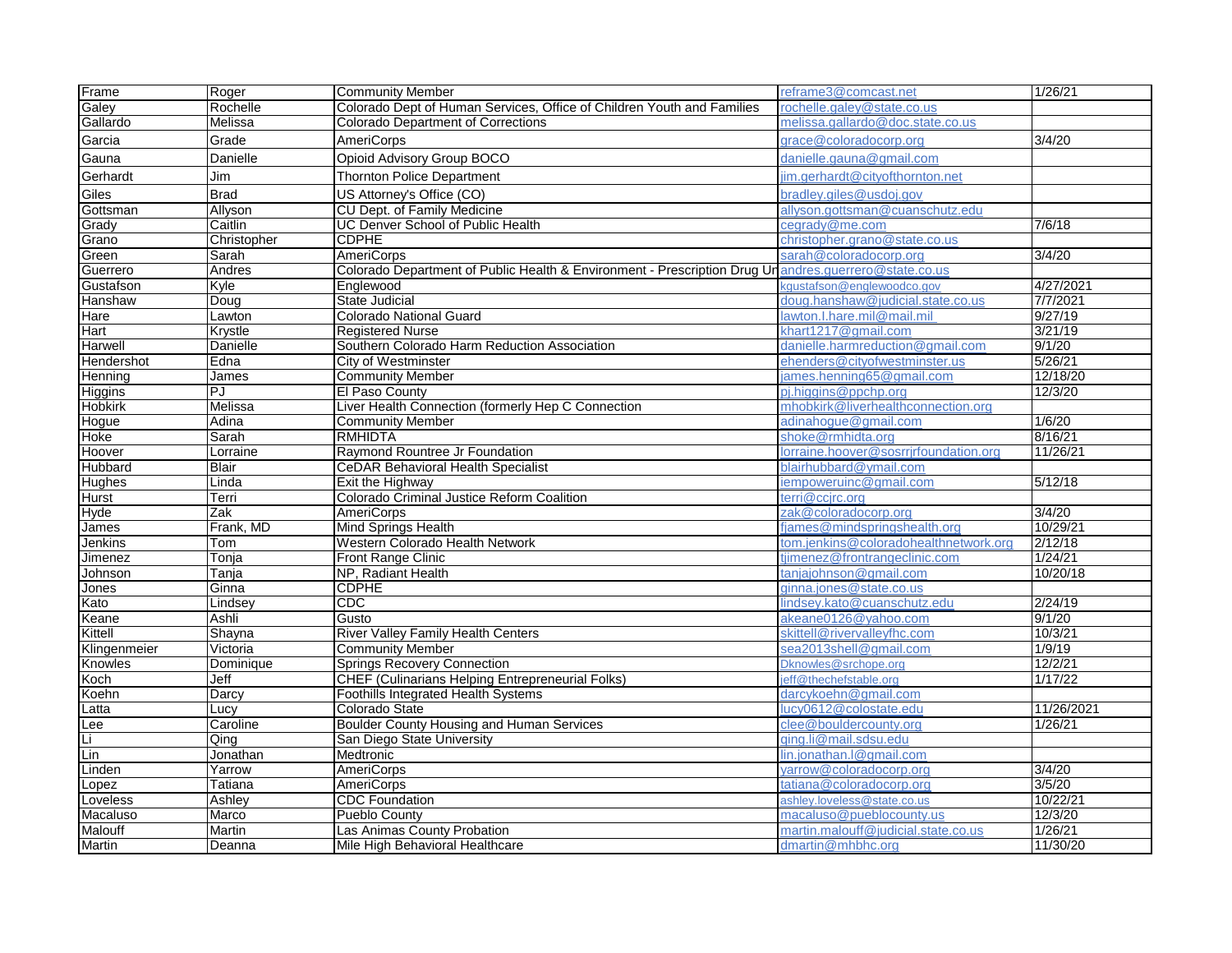| Frame | Roger | Community Member | reframe3@comcast.net | 1/26/21 |
|---|---|---|---|---|
| Galey | Rochelle | Colorado Dept of Human Services, Office of Children Youth and Families | rochelle.galey@state.co.us | |
| Gallardo | Melissa | Colorado Department of Corrections | melissa.gallardo@doc.state.co.us | |
| Garcia | Grade | AmeriCorps | grace@coloradocorp.org | 3/4/20 |
| Gauna | Danielle | Opioid Advisory Group BOCO | danielle.gauna@gmail.com | |
| Gerhardt | Jim | Thornton Police Department | jim.gerhardt@cityofthornton.net | |
| Giles | Brad | US Attorney's Office (CO) | bradley.giles@usdoj.gov | |
| Gottsman | Allyson | CU Dept. of Family Medicine | allyson.gottsman@cuanschutz.edu | |
| Grady | Caitlin | UC Denver School of Public Health | cegrady@me.com | 7/6/18 |
| Grano | Christopher | CDPHE | christopher.grano@state.co.us | |
| Green | Sarah | AmeriCorps | sarah@coloradocorp.org | 3/4/20 |
| Guerrero | Andres | Colorado Department of Public Health & Environment - Prescription Drug Un | andres.guerrero@state.co.us | |
| Gustafson | Kyle | Englewood | kgustafson@englewoodco.gov | 4/27/2021 |
| Hanshaw | Doug | State Judicial | doug.hanshaw@judicial.state.co.us | 7/7/2021 |
| Hare | Lawton | Colorado National Guard | lawton.l.hare.mil@mail.mil | 9/27/19 |
| Hart | Krystle | Registered Nurse | khart1217@gmail.com | 3/21/19 |
| Harwell | Danielle | Southern Colorado Harm Reduction Association | danielle.harmreduction@gmail.com | 9/1/20 |
| Hendershot | Edna | City of Westminster | ehenders@cityofwestminster.us | 5/26/21 |
| Henning | James | Community Member | james.henning65@gmail.com | 12/18/20 |
| Higgins | PJ | El Paso County | pj.higgins@ppchp.org | 12/3/20 |
| Hobkirk | Melissa | Liver Health Connection (formerly Hep C Connection | mhobkirk@liverhealthconnection.org | |
| Hogue | Adina | Community Member | adinahogue@gmail.com | 1/6/20 |
| Hoke | Sarah | RMHIDTA | shoke@rmhidta.org | 8/16/21 |
| Hoover | Lorraine | Raymond Rountree Jr Foundation | lorraine.hoover@sosrrjrfoundation.org | 11/26/21 |
| Hubbard | Blair | CeDAR Behavioral Health Specialist | blairhubbard@ymail.com | |
| Hughes | Linda | Exit the Highway | iempoweruinc@gmail.com | 5/12/18 |
| Hurst | Terri | Colorado Criminal Justice Reform Coalition | terri@ccjrc.org | |
| Hyde | Zak | AmeriCorps | zak@coloradocorp.org | 3/4/20 |
| James | Frank, MD | Mind Springs Health | fjames@mindspringshealth.org | 10/29/21 |
| Jenkins | Tom | Western Colorado Health Network | tom.jenkins@coloradohealthnetwork.org | 2/12/18 |
| Jimenez | Tonja | Front Range Clinic | tjimenez@frontrangeclinic.com | 1/24/21 |
| Johnson | Tanja | NP, Radiant Health | tanjajohnson@gmail.com | 10/20/18 |
| Jones | Ginna | CDPHE | ginna.jones@state.co.us | |
| Kato | Lindsey | CDC | lindsey.kato@cuanschutz.edu | 2/24/19 |
| Keane | Ashli | Gusto | akeane0126@yahoo.com | 9/1/20 |
| Kittell | Shayna | River Valley Family Health Centers | skittell@rivervalleyfhc.com | 10/3/21 |
| Klingenmeier | Victoria | Community Member | sea2013shell@gmail.com | 1/9/19 |
| Knowles | Dominique | Springs Recovery Connection | Dknowles@srchope.org | 12/2/21 |
| Koch | Jeff | CHEF (Culinarians Helping Entrepreneurial Folks) | jeff@thechefstable.org | 1/17/22 |
| Koehn | Darcy | Foothills Integrated Health Systems | darcykoehn@gmail.com | |
| Latta | Lucy | Colorado State | lucy0612@colostate.edu | 11/26/2021 |
| Lee | Caroline | Boulder County Housing and Human Services | clee@bouldercounty.org | 1/26/21 |
| Li | Qing | San Diego State University | qing.li@mail.sdsu.edu | |
| Lin | Jonathan | Medtronic | lin.jonathan.l@gmail.com | |
| Linden | Yarrow | AmeriCorps | yarrow@coloradocorp.org | 3/4/20 |
| Lopez | Tatiana | AmeriCorps | tatiana@coloradocorp.org | 3/5/20 |
| Loveless | Ashley | CDC Foundation | ashley.loveless@state.co.us | 10/22/21 |
| Macaluso | Marco | Pueblo County | macaluso@pueblocounty.us | 12/3/20 |
| Malouff | Martin | Las Animas County Probation | martin.malouff@judicial.state.co.us | 1/26/21 |
| Martin | Deanna | Mile High Behavioral Healthcare | dmartin@mhbhc.org | 11/30/20 |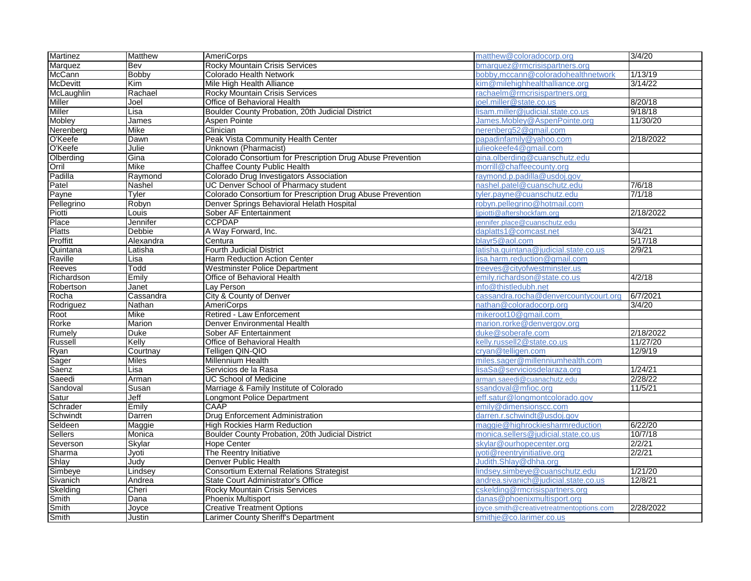| Martinez | Matthew | AmeriCorps | matthew@coloradocorp.org | 3/4/20 |
|---|---|---|---|---|
| Marquez | Bev | Rocky Mountain Crisis Services | bmarquez@rmcrisispartners.org | |
| McCann | Bobby | Colorado Health Network | bobby,mccann@coloradohealthnetwork | 1/13/19 |
| McDevitt | Kim | Mile High Health Alliance | kim@milehighhealthalliance.org | 3/14/22 |
| McLaughlin | Rachael | Rocky Mountain Crisis Services | rachaelm@rmcrisispartners.org | |
| Miller | Joel | Office of Behavioral Health | joel.miller@state.co.us | 8/20/18 |
| Miller | Lisa | Boulder County Probation, 20th Judicial District | lisam.miller@judicial.state.co.us | 9/18/18 |
| Mobley | James | Aspen Pointe | James.Mobley@AspenPointe.org | 11/30/20 |
| Nerenberg | Mike | Clinician | nerenberg52@gmail.com | |
| O'Keefe | Dawn | Peak Vista Community Health Center | papadinfamily@yahoo.com | 2/18/2022 |
| O'Keefe | Julie | Unknown (Pharmacist) | julieokeefe4@gmail.com | |
| Olberding | Gina | Colorado Consortium for Prescription Drug Abuse Prevention | gina.olberding@cuanschutz.edu | |
| Orril | Mike | Chaffee County Public Health | morrill@chaffeecounty.org | |
| Padilla | Raymond | Colorado Drug Investigators Association | raymond.p.padilla@usdoj.gov | |
| Patel | Nashel | UC Denver School of Pharmacy student | nashel.patel@cuanschutz.edu | 7/6/18 |
| Payne | Tyler | Colorado Consortium for Prescription Drug Abuse Prevention | tyler.payne@cuanschutz.edu | 7/1/18 |
| Pellegrino | Robyn | Denver Springs Behavioral Helath Hospital | robyn.pellegrino@hotmail.com | |
| Piotti | Louis | Sober AF Entertainment | ljpiotti@aftershockfam.org | 2/18/2022 |
| Place | Jennifer | CCPDAP | jennifer.place@cuanschutz.edu | |
| Platts | Debbie | A Way Forward, Inc. | daplatts1@comcast.net | 3/4/21 |
| Proffitt | Alexandra | Centura | blayr5@aol.com | 5/17/18 |
| Quintana | Latisha | Fourth Judicial District | latisha.quintana@judicial.state.co.us | 2/9/21 |
| Raville | Lisa | Harm Reduction Action Center | lisa.harm.reduction@gmail.com | |
| Reeves | Todd | Westminster Police Department | treeves@cityofwestminster.us | |
| Richardson | Emily | Office of Behavioral Health | emily.richardson@state.co.us | 4/2/18 |
| Robertson | Janet | Lay Person | info@thistledubh.net | |
| Rocha | Cassandra | City & County of Denver | cassandra.rocha@denvercountycourt.org | 6/7/2021 |
| Rodriguez | Nathan | AmeriCorps | nathan@coloradocorp.org | 3/4/20 |
| Root | Mike | Retired - Law Enforcement | mikeroot10@gmail.com | |
| Rorke | Marion | Denver Environmental Health | marion.rorke@denvergov.org | |
| Rumely | Duke | Sober AF Entertainment | duke@soberafe.com | 2/18/2022 |
| Russell | Kelly | Office of Behavioral Health | kelly.russell2@state.co.us | 11/27/20 |
| Ryan | Courtnay | Telligen QIN-QIO | cryan@telligen.com | 12/9/19 |
| Sager | Miles | Millennium Health | miles.sager@millenniumhealth.com | |
| Saenz | Lisa | Servicios de la Rasa | lisaSa@serviciosdelaraza.org | 1/24/21 |
| Saeedi | Arman | UC School of Medicine | arman.saeedi@cuanachutz.edu | 2/28/22 |
| Sandoval | Susan | Marriage & Family Institute of Colorado | ssandoval@mfioc.org | 11/5/21 |
| Satur | Jeff | Longmont Police Department | jeff.satur@longmontcolorado.gov | |
| Schrader | Emily | CAAP | emily@dimensionscc.com | |
| Schwindt | Darren | Drug Enforcement Administration | darren.r.schwindt@usdoj.gov | |
| Seldeen | Maggie | High Rockies Harm Reduction | maggie@highrockiesharmreduction | 6/22/20 |
| Sellers | Monica | Boulder County Probation, 20th Judicial District | monica.sellers@judicial.state.co.us | 10/7/18 |
| Severson | Skylar | Hope Center | skylar@ourhopecenter.org | 2/2/21 |
| Sharma | Jyoti | The Reentry Initiative | jyoti@reentryinitiative.org | 2/2/21 |
| Shlay | Judy | Denver Public Health | Judith.Shlay@dhha.org | |
| Simbeye | Lindsey | Consortium External Relations Strategist | lindsey.simbeye@cuanschutz.edu | 1/21/20 |
| Sivanich | Andrea | State Court Administrator's Office | andrea.sivanich@judicial.state.co.us | 12/8/21 |
| Skelding | Cheri | Rocky Mountain Crisis Services | cskelding@rmcrisispartners.org | |
| Smith | Dana | Phoenix Multisport | danas@phoenixmultisport.org | |
| Smith | Joyce | Creative Treatment Options | joyce.smith@creativetreatmentoptions.com | 2/28/2022 |
| Smith | Justin | Larimer County Sheriff's Department | smithje@co.larimer.co.us | |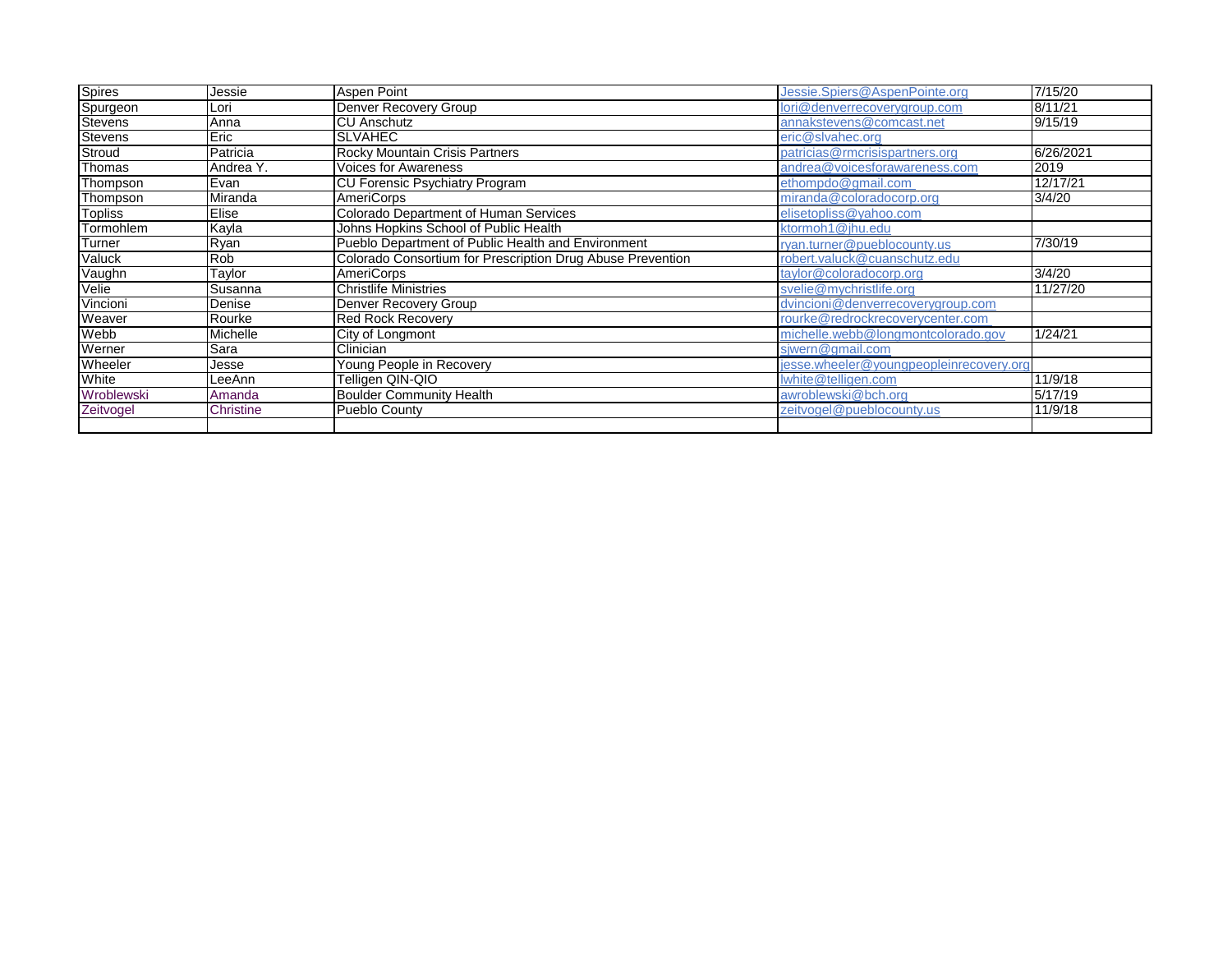| | | | | |
|---|---|---|---|---|
| Spires | Jessie | Aspen Point | Jessie.Spiers@AspenPointe.org | 7/15/20 |
| Spurgeon | Lori | Denver Recovery Group | lori@denverrecoverygroup.com | 8/11/21 |
| Stevens | Anna | CU Anschutz | annakstevens@comcast.net | 9/15/19 |
| Stevens | Eric | SLVAHEC | eric@slvahec.org | |
| Stroud | Patricia | Rocky Mountain Crisis Partners | patricias@rmcrisispartners.org | 6/26/2021 |
| Thomas | Andrea Y. | Voices for Awareness | andrea@voicesforawareness.com | 2019 |
| Thompson | Evan | CU Forensic Psychiatry Program | ethompdo@gmail.com | 12/17/21 |
| Thompson | Miranda | AmeriCorps | miranda@coloradocorp.org | 3/4/20 |
| Topliss | Elise | Colorado Department of Human Services | elisetopliss@yahoo.com | |
| Tormohlem | Kayla | Johns Hopkins School of Public Health | ktormoh1@jhu.edu | |
| Turner | Ryan | Pueblo Department of Public Health and Environment | ryan.turner@pueblocounty.us | 7/30/19 |
| Valuck | Rob | Colorado Consortium for Prescription Drug Abuse Prevention | robert.valuck@cuanschutz.edu | |
| Vaughn | Taylor | AmeriCorps | taylor@coloradocorp.org | 3/4/20 |
| Velie | Susanna | Christlife Ministries | svelie@mychristlife.org | 11/27/20 |
| Vincioni | Denise | Denver Recovery Group | dvincioni@denverrecoverygroup.com | |
| Weaver | Rourke | Red Rock Recovery | rourke@redrockrecoverycenter.com | |
| Webb | Michelle | City of Longmont | michelle.webb@longmontcolorado.gov | 1/24/21 |
| Werner | Sara | Clinician | sjwern@gmail.com | |
| Wheeler | Jesse | Young People in Recovery | jesse.wheeler@youngpeopleinrecovery.org | |
| White | LeeAnn | Telligen QIN-QIO | lwhite@telligen.com | 11/9/18 |
| Wroblewski | Amanda | Boulder Community Health | awroblewski@bch.org | 5/17/19 |
| Zeitvogel | Christine | Pueblo County | zeitvogel@pueblocounty.us | 11/9/18 |
| | | | | |